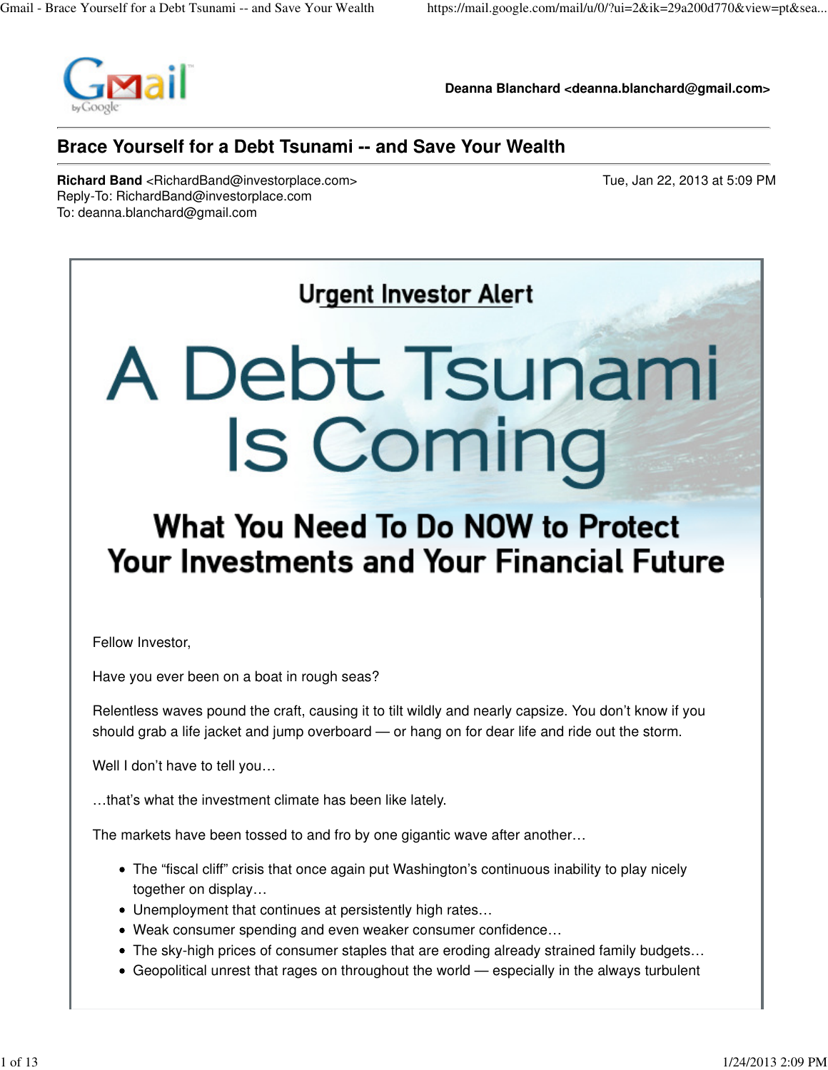Deanna Blanchard <deanna.blanchard@gmail.com>

# Brace Yourself for a Debt Tsunami -- and Save Your Wealth

**Richard Band** <RichardBand@investorplace.com>
Reply-To: RichardBand@investorplace.com
To: deanna.blanchard@gmail.com

Tue, Jan 22, 2013 at 5:09 PM

## Urgent Investor Alert

# A Debt Tsunami Is Coming

## What You Need To Do NOW to Protect Your Investments and Your Financial Future

Fellow Investor,

Have you ever been on a boat in rough seas?

Relentless waves pound the craft, causing it to tilt wildly and nearly capsize. You don't know if you should grab a life jacket and jump overboard — or hang on for dear life and ride out the storm.

Well I don't have to tell you…

…that's what the investment climate has been like lately.

The markets have been tossed to and fro by one gigantic wave after another…

- The "fiscal cliff" crisis that once again put Washington's continuous inability to play nicely together on display…
- Unemployment that continues at persistently high rates…
- Weak consumer spending and even weaker consumer confidence…
- The sky-high prices of consumer staples that are eroding already strained family budgets…
- Geopolitical unrest that rages on throughout the world — especially in the always turbulent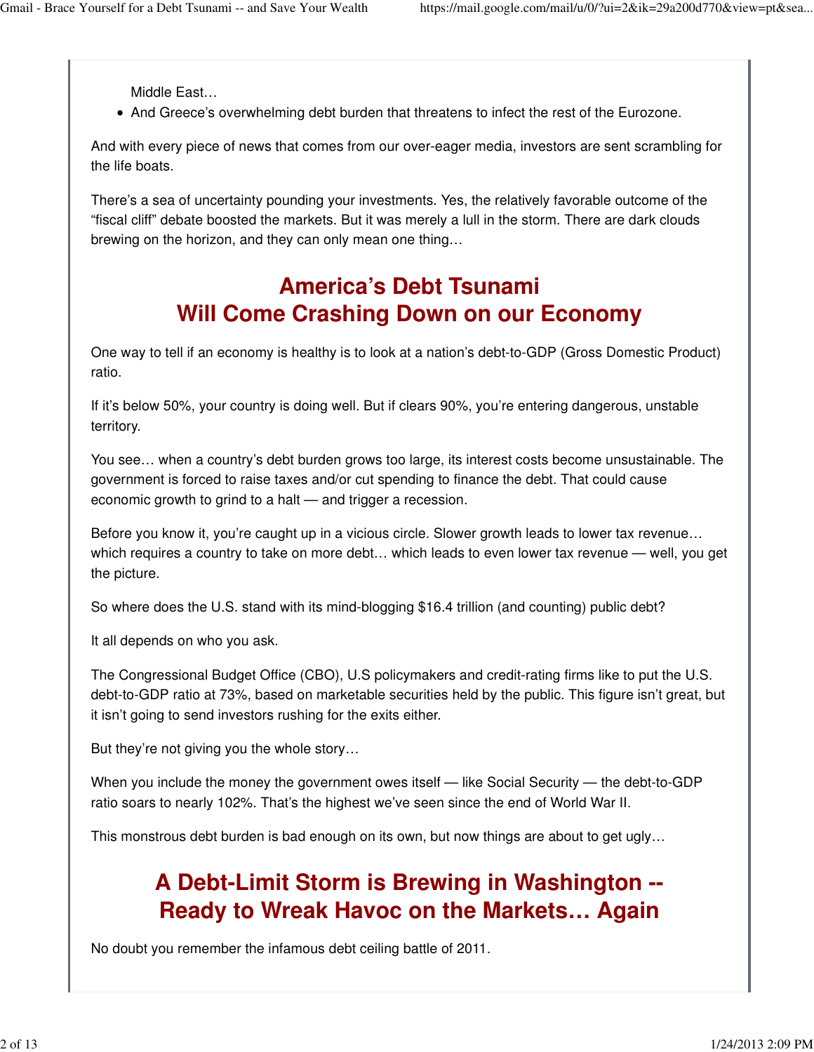Middle East…

- And Greece's overwhelming debt burden that threatens to infect the rest of the Eurozone.

And with every piece of news that comes from our over-eager media, investors are sent scrambling for the life boats.

There's a sea of uncertainty pounding your investments. Yes, the relatively favorable outcome of the "fiscal cliff" debate boosted the markets. But it was merely a lull in the storm. There are dark clouds brewing on the horizon, and they can only mean one thing…

## America's Debt Tsunami Will Come Crashing Down on our Economy

One way to tell if an economy is healthy is to look at a nation's debt-to-GDP (Gross Domestic Product) ratio.

If it's below 50%, your country is doing well. But if clears 90%, you're entering dangerous, unstable territory.

You see… when a country's debt burden grows too large, its interest costs become unsustainable. The government is forced to raise taxes and/or cut spending to finance the debt. That could cause economic growth to grind to a halt — and trigger a recession.

Before you know it, you're caught up in a vicious circle. Slower growth leads to lower tax revenue… which requires a country to take on more debt… which leads to even lower tax revenue — well, you get the picture.

So where does the U.S. stand with its mind-blogging $16.4 trillion (and counting) public debt?

It all depends on who you ask.

The Congressional Budget Office (CBO), U.S policymakers and credit-rating firms like to put the U.S. debt-to-GDP ratio at 73%, based on marketable securities held by the public. This figure isn't great, but it isn't going to send investors rushing for the exits either.

But they're not giving you the whole story…

When you include the money the government owes itself — like Social Security — the debt-to-GDP ratio soars to nearly 102%. That's the highest we've seen since the end of World War II.

This monstrous debt burden is bad enough on its own, but now things are about to get ugly…

## A Debt-Limit Storm is Brewing in Washington -- Ready to Wreak Havoc on the Markets… Again

No doubt you remember the infamous debt ceiling battle of 2011.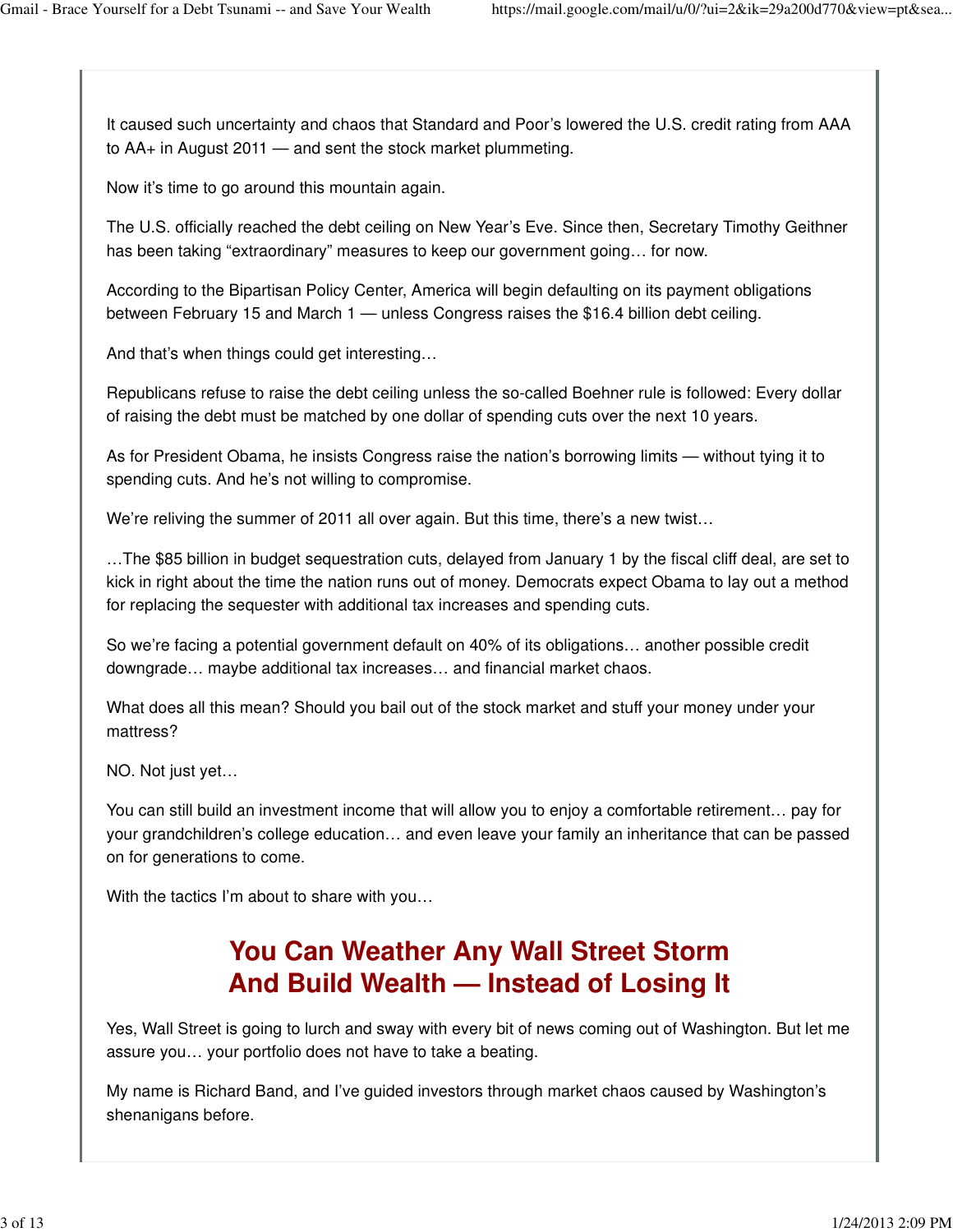It caused such uncertainty and chaos that Standard and Poor's lowered the U.S. credit rating from AAA to AA+ in August 2011 — and sent the stock market plummeting.

Now it's time to go around this mountain again.

The U.S. officially reached the debt ceiling on New Year's Eve. Since then, Secretary Timothy Geithner has been taking "extraordinary" measures to keep our government going… for now.

According to the Bipartisan Policy Center, America will begin defaulting on its payment obligations between February 15 and March 1 — unless Congress raises the $16.4 billion debt ceiling.

And that's when things could get interesting…

Republicans refuse to raise the debt ceiling unless the so-called Boehner rule is followed: Every dollar of raising the debt must be matched by one dollar of spending cuts over the next 10 years.

As for President Obama, he insists Congress raise the nation's borrowing limits — without tying it to spending cuts. And he's not willing to compromise.

We're reliving the summer of 2011 all over again. But this time, there's a new twist…

…The $85 billion in budget sequestration cuts, delayed from January 1 by the fiscal cliff deal, are set to kick in right about the time the nation runs out of money. Democrats expect Obama to lay out a method for replacing the sequester with additional tax increases and spending cuts.

So we're facing a potential government default on 40% of its obligations… another possible credit downgrade… maybe additional tax increases… and financial market chaos.

What does all this mean? Should you bail out of the stock market and stuff your money under your mattress?

NO. Not just yet…

You can still build an investment income that will allow you to enjoy a comfortable retirement… pay for your grandchildren's college education… and even leave your family an inheritance that can be passed on for generations to come.

With the tactics I'm about to share with you…

## You Can Weather Any Wall Street Storm And Build Wealth — Instead of Losing It

Yes, Wall Street is going to lurch and sway with every bit of news coming out of Washington. But let me assure you… your portfolio does not have to take a beating.

My name is Richard Band, and I've guided investors through market chaos caused by Washington's shenanigans before.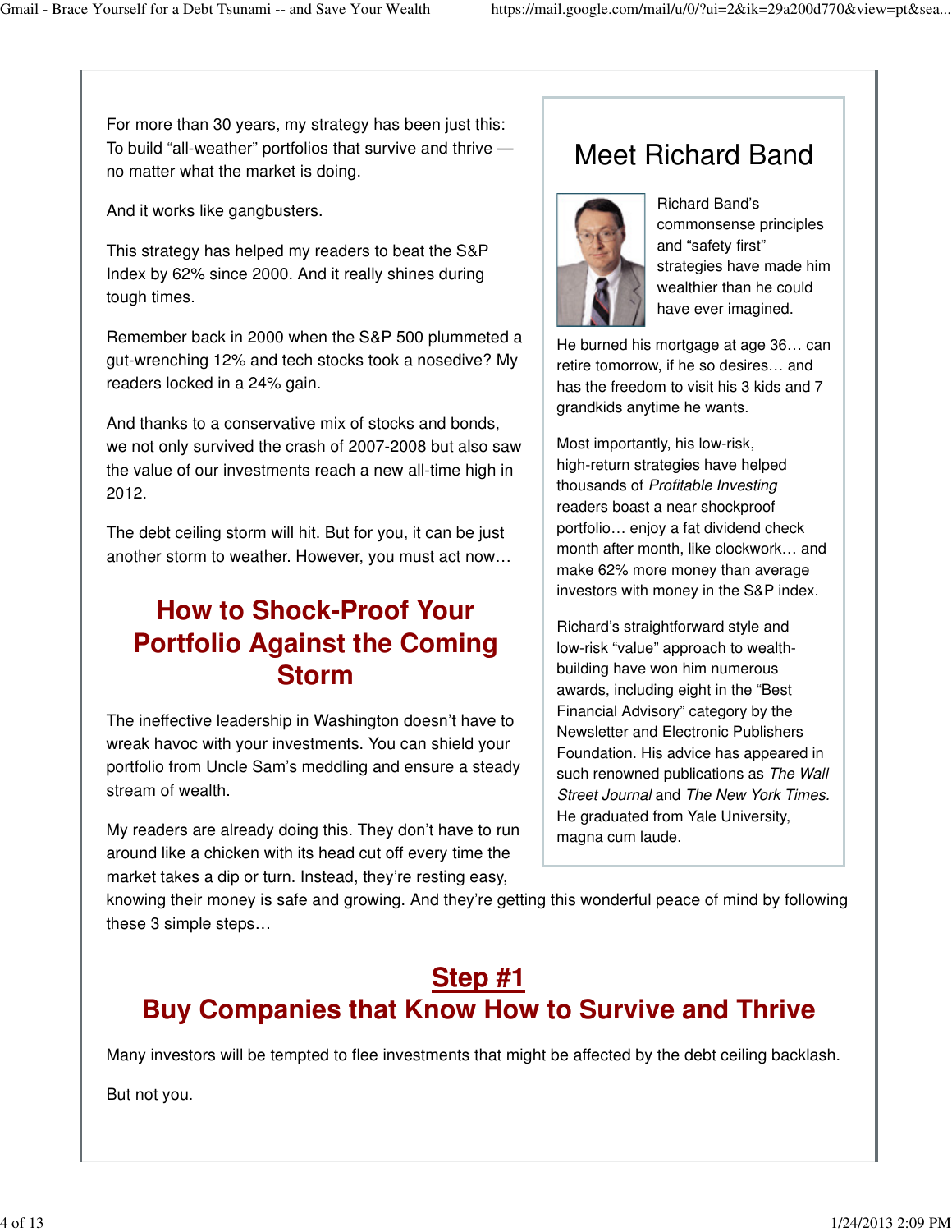For more than 30 years, my strategy has been just this: To build "all-weather" portfolios that survive and thrive — no matter what the market is doing.

And it works like gangbusters.

This strategy has helped my readers to beat the S&P Index by 62% since 2000. And it really shines during tough times.

Remember back in 2000 when the S&P 500 plummeted a gut-wrenching 12% and tech stocks took a nosedive? My readers locked in a 24% gain.

And thanks to a conservative mix of stocks and bonds, we not only survived the crash of 2007-2008 but also saw the value of our investments reach a new all-time high in 2012.

The debt ceiling storm will hit. But for you, it can be just another storm to weather. However, you must act now…

## How to Shock-Proof Your Portfolio Against the Coming Storm

The ineffective leadership in Washington doesn't have to wreak havoc with your investments. You can shield your portfolio from Uncle Sam's meddling and ensure a steady stream of wealth.

My readers are already doing this. They don't have to run around like a chicken with its head cut off every time the market takes a dip or turn. Instead, they're resting easy, knowing their money is safe and growing. And they're getting this wonderful peace of mind by following these 3 simple steps…

### Meet Richard Band

Richard Band's commonsense principles and "safety first" strategies have made him wealthier than he could have ever imagined.

He burned his mortgage at age 36… can retire tomorrow, if he so desires… and has the freedom to visit his 3 kids and 7 grandkids anytime he wants.

Most importantly, his low-risk, high-return strategies have helped thousands of *Profitable Investing* readers boast a near shockproof portfolio… enjoy a fat dividend check month after month, like clockwork… and make 62% more money than average investors with money in the S&P index.

Richard's straightforward style and low-risk "value" approach to wealth-building have won him numerous awards, including eight in the "Best Financial Advisory" category by the Newsletter and Electronic Publishers Foundation. His advice has appeared in such renowned publications as *The Wall Street Journal* and *The New York Times.* He graduated from Yale University, magna cum laude.

## Step #1
## Buy Companies that Know How to Survive and Thrive

Many investors will be tempted to flee investments that might be affected by the debt ceiling backlash.

But not you.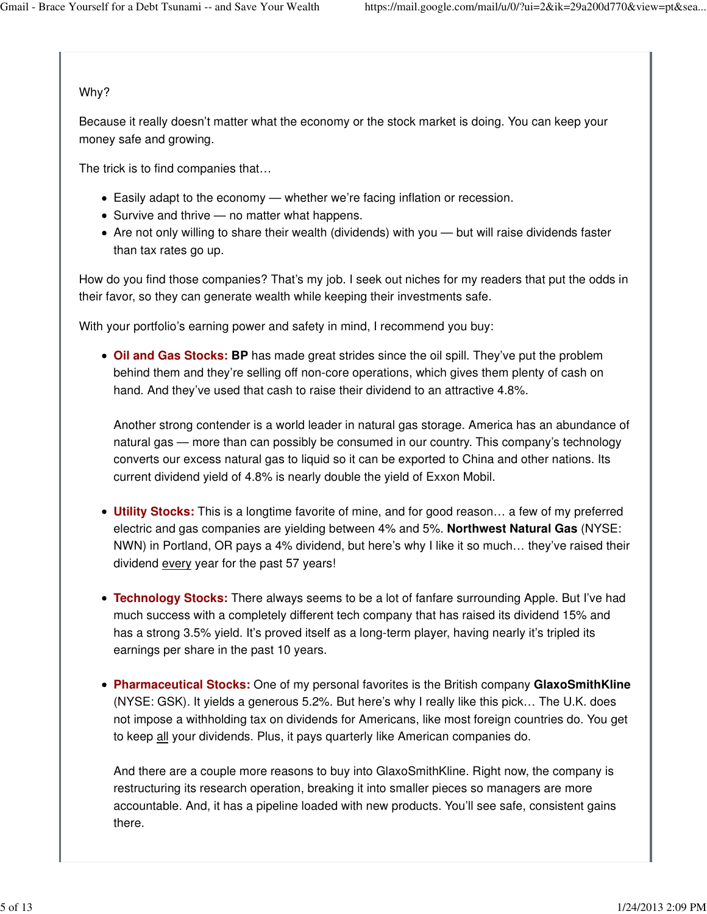Why?

Because it really doesn't matter what the economy or the stock market is doing. You can keep your money safe and growing.

The trick is to find companies that…

- Easily adapt to the economy — whether we're facing inflation or recession.
- Survive and thrive — no matter what happens.
- Are not only willing to share their wealth (dividends) with you — but will raise dividends faster than tax rates go up.

How do you find those companies? That's my job. I seek out niches for my readers that put the odds in their favor, so they can generate wealth while keeping their investments safe.

With your portfolio's earning power and safety in mind, I recommend you buy:

- **Oil and Gas Stocks:** **BP** has made great strides since the oil spill. They've put the problem behind them and they're selling off non-core operations, which gives them plenty of cash on hand. And they've used that cash to raise their dividend to an attractive 4.8%.

  Another strong contender is a world leader in natural gas storage. America has an abundance of natural gas — more than can possibly be consumed in our country. This company's technology converts our excess natural gas to liquid so it can be exported to China and other nations. Its current dividend yield of 4.8% is nearly double the yield of Exxon Mobil.

- **Utility Stocks:** This is a longtime favorite of mine, and for good reason… a few of my preferred electric and gas companies are yielding between 4% and 5%. **Northwest Natural Gas** (NYSE: NWN) in Portland, OR pays a 4% dividend, but here's why I like it so much… they've raised their dividend <u>every</u> year for the past 57 years!

- **Technology Stocks:** There always seems to be a lot of fanfare surrounding Apple. But I've had much success with a completely different tech company that has raised its dividend 15% and has a strong 3.5% yield. It's proved itself as a long-term player, having nearly it's tripled its earnings per share in the past 10 years.

- **Pharmaceutical Stocks:** One of my personal favorites is the British company **GlaxoSmithKline** (NYSE: GSK). It yields a generous 5.2%. But here's why I really like this pick… The U.K. does not impose a withholding tax on dividends for Americans, like most foreign countries do. You get to keep <u>all</u> your dividends. Plus, it pays quarterly like American companies do.

  And there are a couple more reasons to buy into GlaxoSmithKline. Right now, the company is restructuring its research operation, breaking it into smaller pieces so managers are more accountable. And, it has a pipeline loaded with new products. You'll see safe, consistent gains there.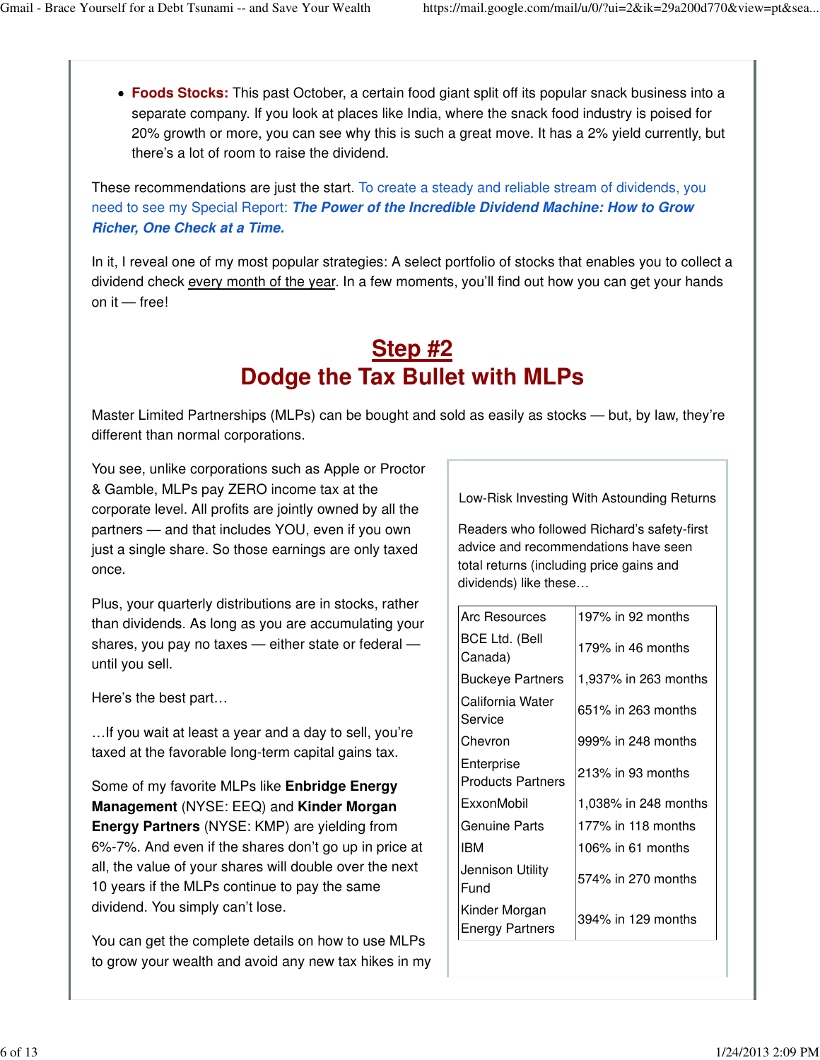- **Foods Stocks:** This past October, a certain food giant split off its popular snack business into a separate company. If you look at places like India, where the snack food industry is poised for 20% growth or more, you can see why this is such a great move. It has a 2% yield currently, but there's a lot of room to raise the dividend.

These recommendations are just the start. To create a steady and reliable stream of dividends, you need to see my Special Report: ***The Power of the Incredible Dividend Machine: How to Grow Richer, One Check at a Time.***

In it, I reveal one of my most popular strategies: A select portfolio of stocks that enables you to collect a dividend check every month of the year. In a few moments, you'll find out how you can get your hands on it — free!

## Step #2
## Dodge the Tax Bullet with MLPs

Master Limited Partnerships (MLPs) can be bought and sold as easily as stocks — but, by law, they're different than normal corporations.

You see, unlike corporations such as Apple or Proctor & Gamble, MLPs pay ZERO income tax at the corporate level. All profits are jointly owned by all the partners — and that includes YOU, even if you own just a single share. So those earnings are only taxed once.

Plus, your quarterly distributions are in stocks, rather than dividends. As long as you are accumulating your shares, you pay no taxes — either state or federal — until you sell.

Here's the best part…

…If you wait at least a year and a day to sell, you're taxed at the favorable long-term capital gains tax.

Some of my favorite MLPs like **Enbridge Energy Management** (NYSE: EEQ) and **Kinder Morgan Energy Partners** (NYSE: KMP) are yielding from 6%-7%. And even if the shares don't go up in price at all, the value of your shares will double over the next 10 years if the MLPs continue to pay the same dividend. You simply can't lose.

You can get the complete details on how to use MLPs to grow your wealth and avoid any new tax hikes in my

Low-Risk Investing With Astounding Returns

Readers who followed Richard's safety-first advice and recommendations have seen total returns (including price gains and dividends) like these…

| Stock | Return |
|---|---|
| Arc Resources | 197% in 92 months |
| BCE Ltd. (Bell Canada) | 179% in 46 months |
| Buckeye Partners | 1,937% in 263 months |
| California Water Service | 651% in 263 months |
| Chevron | 999% in 248 months |
| Enterprise Products Partners | 213% in 93 months |
| ExxonMobil | 1,038% in 248 months |
| Genuine Parts | 177% in 118 months |
| IBM | 106% in 61 months |
| Jennison Utility Fund | 574% in 270 months |
| Kinder Morgan Energy Partners | 394% in 129 months |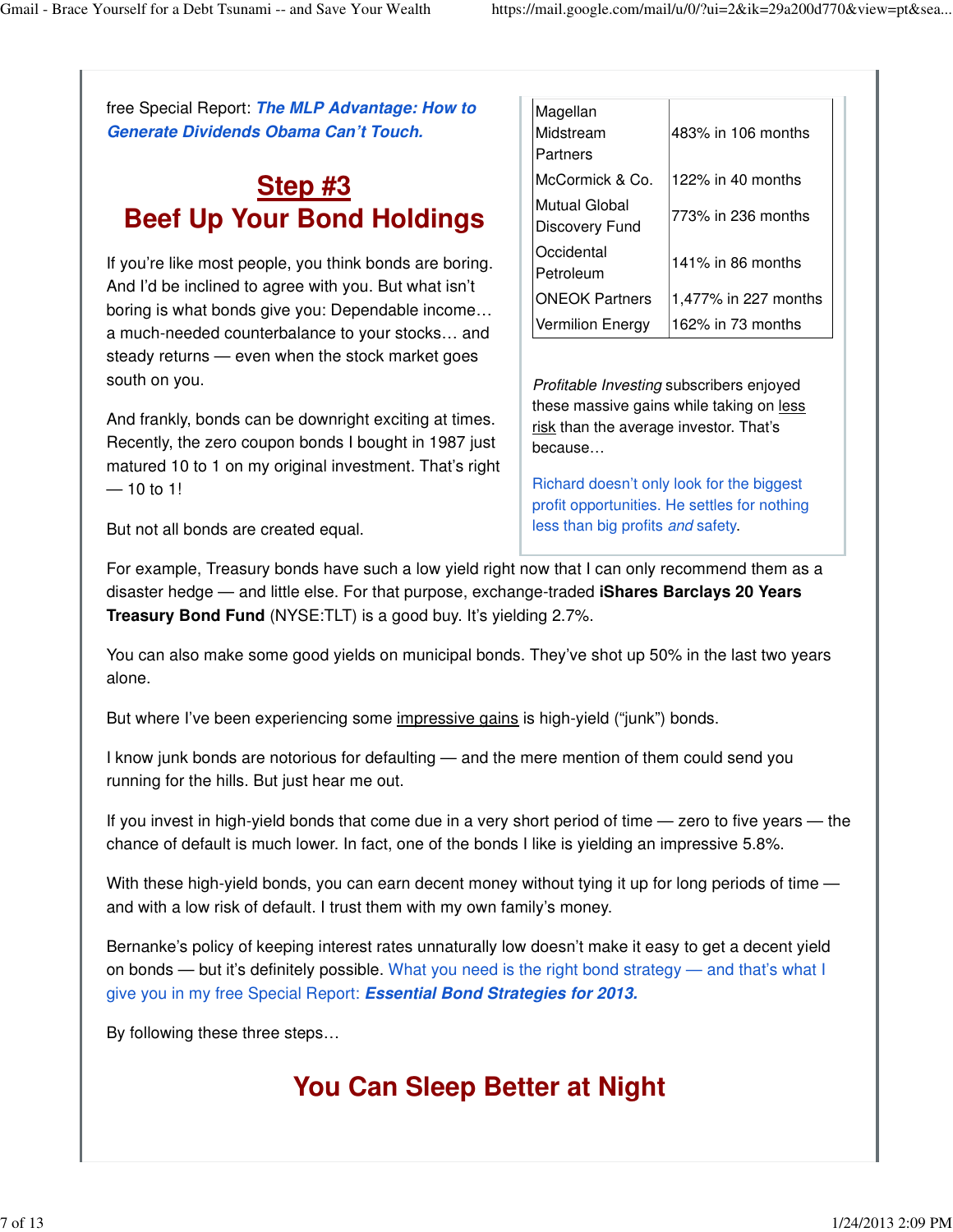free Special Report: ***The MLP Advantage: How to Generate Dividends Obama Can't Touch.***

| | |
|---|---|
| Magellan Midstream Partners | 483% in 106 months |
| McCormick & Co. | 122% in 40 months |
| Mutual Global Discovery Fund | 773% in 236 months |
| Occidental Petroleum | 141% in 86 months |
| ONEOK Partners | 1,477% in 227 months |
| Vermilion Energy | 162% in 73 months |

*Profitable Investing* subscribers enjoyed these massive gains while taking on less risk than the average investor. That's because…

Richard doesn't only look for the biggest profit opportunities. He settles for nothing less than big profits *and* safety.

## Step #3
## Beef Up Your Bond Holdings

If you're like most people, you think bonds are boring. And I'd be inclined to agree with you. But what isn't boring is what bonds give you: Dependable income… a much-needed counterbalance to your stocks… and steady returns — even when the stock market goes south on you.

And frankly, bonds can be downright exciting at times. Recently, the zero coupon bonds I bought in 1987 just matured 10 to 1 on my original investment. That's right — 10 to 1!

But not all bonds are created equal.

For example, Treasury bonds have such a low yield right now that I can only recommend them as a disaster hedge — and little else. For that purpose, exchange-traded **iShares Barclays 20 Years Treasury Bond Fund** (NYSE:TLT) is a good buy. It's yielding 2.7%.

You can also make some good yields on municipal bonds. They've shot up 50% in the last two years alone.

But where I've been experiencing some impressive gains is high-yield ("junk") bonds.

I know junk bonds are notorious for defaulting — and the mere mention of them could send you running for the hills. But just hear me out.

If you invest in high-yield bonds that come due in a very short period of time — zero to five years — the chance of default is much lower. In fact, one of the bonds I like is yielding an impressive 5.8%.

With these high-yield bonds, you can earn decent money without tying it up for long periods of time — and with a low risk of default. I trust them with my own family's money.

Bernanke's policy of keeping interest rates unnaturally low doesn't make it easy to get a decent yield on bonds — but it's definitely possible. What you need is the right bond strategy — and that's what I give you in my free Special Report: ***Essential Bond Strategies for 2013.***

By following these three steps…

## You Can Sleep Better at Night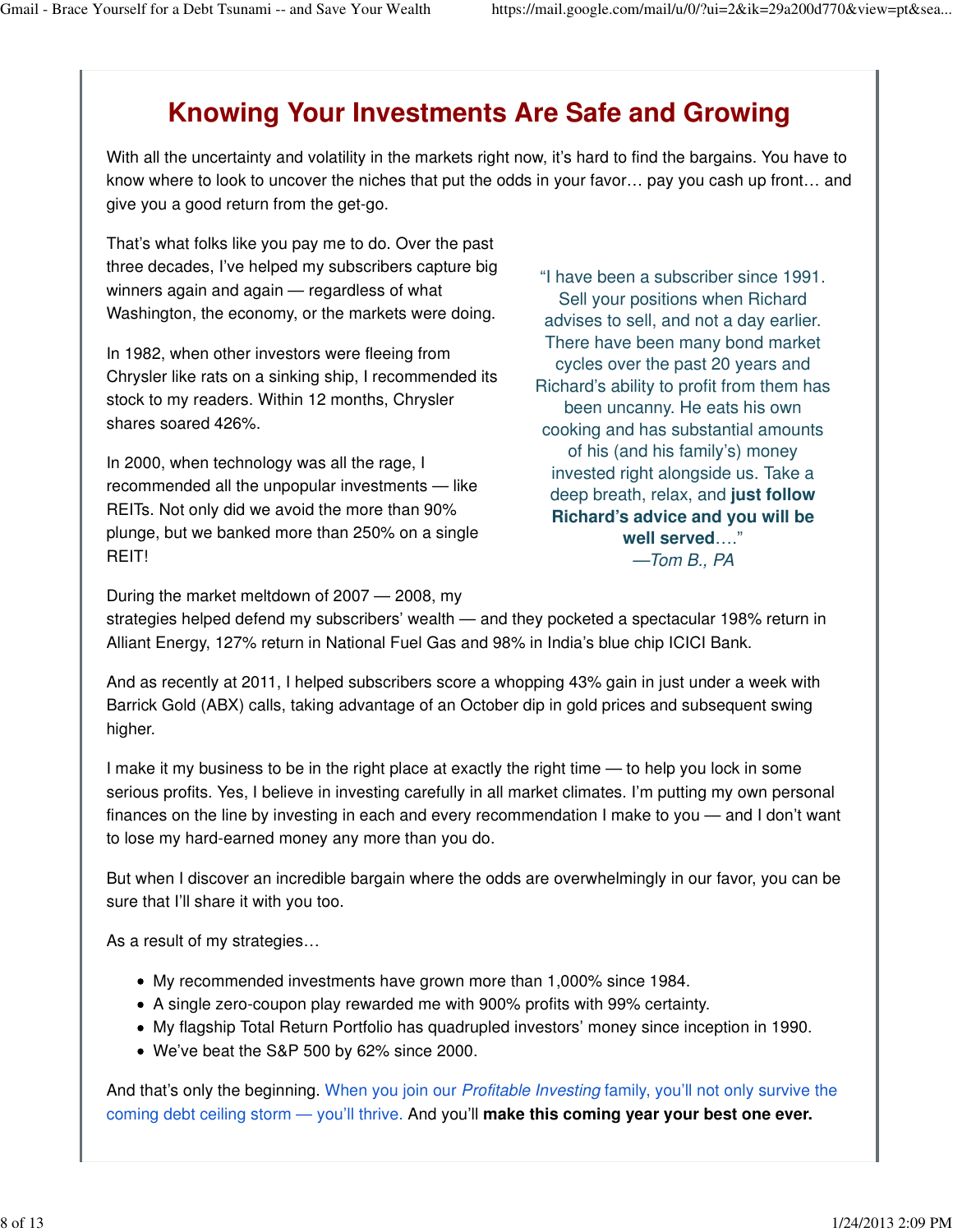# Knowing Your Investments Are Safe and Growing

With all the uncertainty and volatility in the markets right now, it's hard to find the bargains. You have to know where to look to uncover the niches that put the odds in your favor… pay you cash up front… and give you a good return from the get-go.

That's what folks like you pay me to do. Over the past three decades, I've helped my subscribers capture big winners again and again — regardless of what Washington, the economy, or the markets were doing.

In 1982, when other investors were fleeing from Chrysler like rats on a sinking ship, I recommended its stock to my readers. Within 12 months, Chrysler shares soared 426%.

In 2000, when technology was all the rage, I recommended all the unpopular investments — like REITs. Not only did we avoid the more than 90% plunge, but we banked more than 250% on a single REIT!

> "I have been a subscriber since 1991. Sell your positions when Richard advises to sell, and not a day earlier. There have been many bond market cycles over the past 20 years and Richard's ability to profit from them has been uncanny. He eats his own cooking and has substantial amounts of his (and his family's) money invested right alongside us. Take a deep breath, relax, and **just follow Richard's advice and you will be well served**…."
> *—Tom B., PA*

During the market meltdown of 2007 — 2008, my strategies helped defend my subscribers' wealth — and they pocketed a spectacular 198% return in Alliant Energy, 127% return in National Fuel Gas and 98% in India's blue chip ICICI Bank.

And as recently at 2011, I helped subscribers score a whopping 43% gain in just under a week with Barrick Gold (ABX) calls, taking advantage of an October dip in gold prices and subsequent swing higher.

I make it my business to be in the right place at exactly the right time — to help you lock in some serious profits. Yes, I believe in investing carefully in all market climates. I'm putting my own personal finances on the line by investing in each and every recommendation I make to you — and I don't want to lose my hard-earned money any more than you do.

But when I discover an incredible bargain where the odds are overwhelmingly in our favor, you can be sure that I'll share it with you too.

As a result of my strategies…

- My recommended investments have grown more than 1,000% since 1984.
- A single zero-coupon play rewarded me with 900% profits with 99% certainty.
- My flagship Total Return Portfolio has quadrupled investors' money since inception in 1990.
- We've beat the S&P 500 by 62% since 2000.

And that's only the beginning. When you join our *Profitable Investing* family, you'll not only survive the coming debt ceiling storm — you'll thrive. And you'll **make this coming year your best one ever.**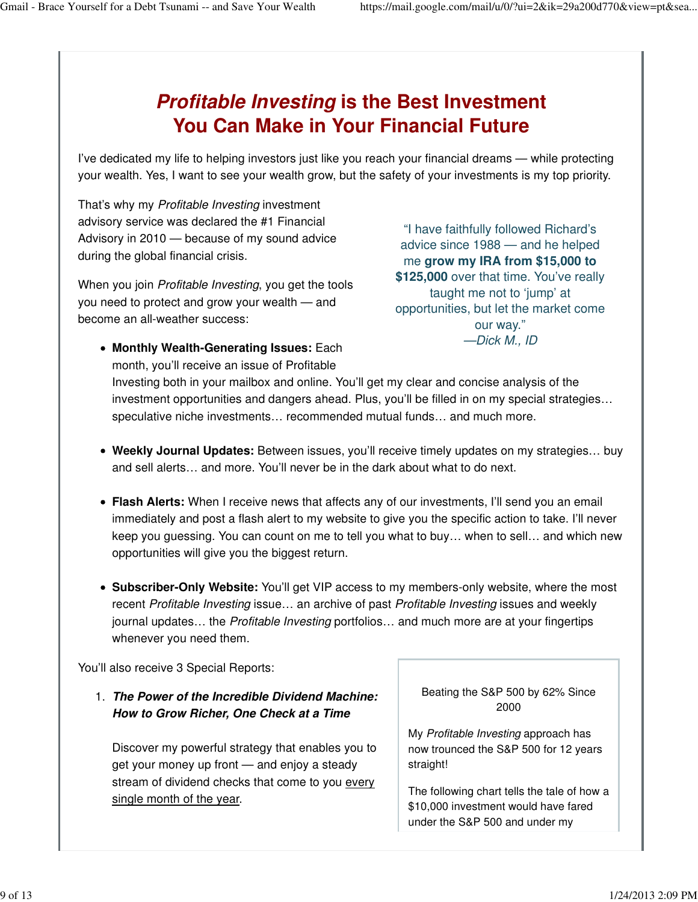# *Profitable Investing* is the Best Investment You Can Make in Your Financial Future

I've dedicated my life to helping investors just like you reach your financial dreams — while protecting your wealth. Yes, I want to see your wealth grow, but the safety of your investments is my top priority.

That's why my *Profitable Investing* investment advisory service was declared the #1 Financial Advisory in 2010 — because of my sound advice during the global financial crisis.

When you join *Profitable Investing*, you get the tools you need to protect and grow your wealth — and become an all-weather success:

> "I have faithfully followed Richard's advice since 1988 — and he helped me **grow my IRA from $15,000 to $125,000** over that time. You've really taught me not to 'jump' at opportunities, but let the market come our way."
>
> *—Dick M., ID*

- **Monthly Wealth-Generating Issues:** Each month, you'll receive an issue of Profitable Investing both in your mailbox and online. You'll get my clear and concise analysis of the investment opportunities and dangers ahead. Plus, you'll be filled in on my special strategies… speculative niche investments… recommended mutual funds… and much more.

- **Weekly Journal Updates:** Between issues, you'll receive timely updates on my strategies… buy and sell alerts… and more. You'll never be in the dark about what to do next.

- **Flash Alerts:** When I receive news that affects any of our investments, I'll send you an email immediately and post a flash alert to my website to give you the specific action to take. I'll never keep you guessing. You can count on me to tell you what to buy… when to sell… and which new opportunities will give you the biggest return.

- **Subscriber-Only Website:** You'll get VIP access to my members-only website, where the most recent *Profitable Investing* issue… an archive of past *Profitable Investing* issues and weekly journal updates… the *Profitable Investing* portfolios… and much more are at your fingertips whenever you need them.

You'll also receive 3 Special Reports:

1. ***The Power of the Incredible Dividend Machine: How to Grow Richer, One Check at a Time***

   Discover my powerful strategy that enables you to get your money up front — and enjoy a steady stream of dividend checks that come to you every single month of the year.

Beating the S&P 500 by 62% Since 2000

My *Profitable Investing* approach has now trounced the S&P 500 for 12 years straight!

The following chart tells the tale of how a $10,000 investment would have fared under the S&P 500 and under my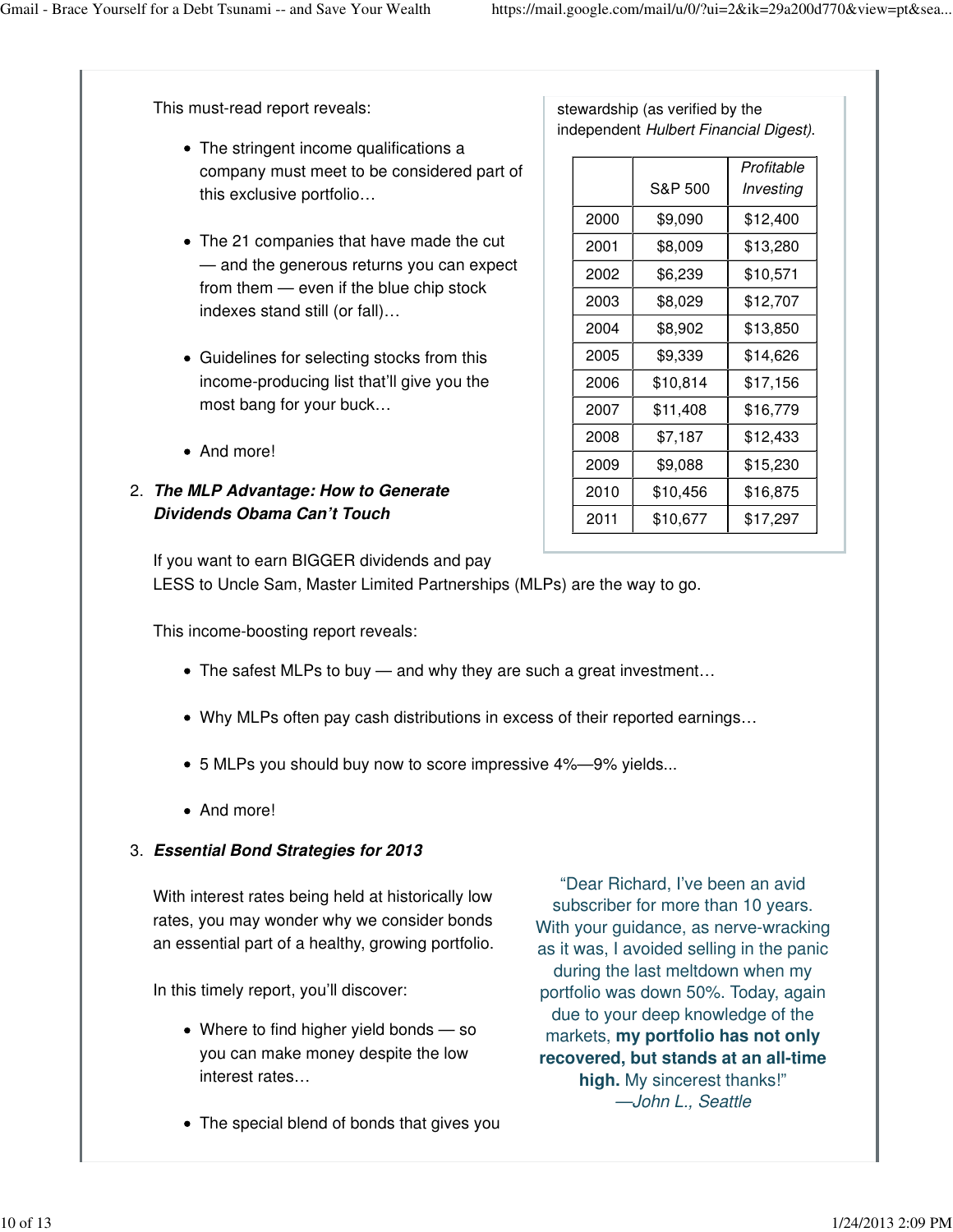This must-read report reveals:

- The stringent income qualifications a company must meet to be considered part of this exclusive portfolio…
- The 21 companies that have made the cut — and the generous returns you can expect from them — even if the blue chip stock indexes stand still (or fall)…
- Guidelines for selecting stocks from this income-producing list that'll give you the most bang for your buck…
- And more!

stewardship (as verified by the independent *Hulbert Financial Digest*).

| | S&P 500 | *Profitable Investing* |
|---|---|---|
| 2000 | $9,090 | $12,400 |
| 2001 | $8,009 | $13,280 |
| 2002 | $6,239 | $10,571 |
| 2003 | $8,029 | $12,707 |
| 2004 | $8,902 | $13,850 |
| 2005 | $9,339 | $14,626 |
| 2006 | $10,814 | $17,156 |
| 2007 | $11,408 | $16,779 |
| 2008 | $7,187 | $12,433 |
| 2009 | $9,088 | $15,230 |
| 2010 | $10,456 | $16,875 |
| 2011 | $10,677 | $17,297 |

2. ***The MLP Advantage: How to Generate Dividends Obama Can't Touch***

If you want to earn BIGGER dividends and pay LESS to Uncle Sam, Master Limited Partnerships (MLPs) are the way to go.

This income-boosting report reveals:

- The safest MLPs to buy — and why they are such a great investment…
- Why MLPs often pay cash distributions in excess of their reported earnings…
- 5 MLPs you should buy now to score impressive 4%—9% yields...
- And more!

3. ***Essential Bond Strategies for 2013***

With interest rates being held at historically low rates, you may wonder why we consider bonds an essential part of a healthy, growing portfolio.

In this timely report, you'll discover:

- Where to find higher yield bonds — so you can make money despite the low interest rates…
- The special blend of bonds that gives you

"Dear Richard, I've been an avid subscriber for more than 10 years. With your guidance, as nerve-wracking as it was, I avoided selling in the panic during the last meltdown when my portfolio was down 50%. Today, again due to your deep knowledge of the markets, **my portfolio has not only recovered, but stands at an all-time high.** My sincerest thanks!"
*—John L., Seattle*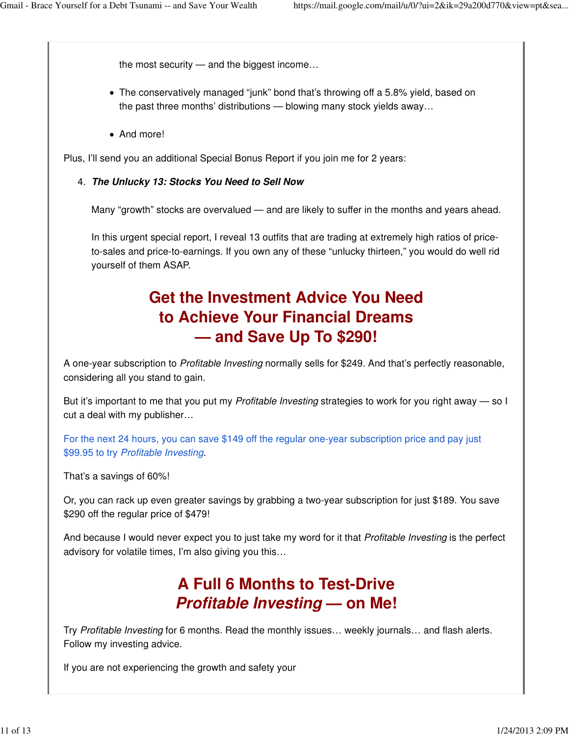the most security — and the biggest income…

- The conservatively managed "junk" bond that's throwing off a 5.8% yield, based on the past three months' distributions — blowing many stock yields away…
- And more!

Plus, I'll send you an additional Special Bonus Report if you join me for 2 years:

4. ***The Unlucky 13: Stocks You Need to Sell Now***

   Many "growth" stocks are overvalued — and are likely to suffer in the months and years ahead.

   In this urgent special report, I reveal 13 outfits that are trading at extremely high ratios of price-to-sales and price-to-earnings. If you own any of these "unlucky thirteen," you would do well rid yourself of them ASAP.

## Get the Investment Advice You Need to Achieve Your Financial Dreams — and Save Up To $290!

A one-year subscription to *Profitable Investing* normally sells for $249. And that's perfectly reasonable, considering all you stand to gain.

But it's important to me that you put my *Profitable Investing* strategies to work for you right away — so I cut a deal with my publisher…

For the next 24 hours, you can save $149 off the regular one-year subscription price and pay just $99.95 to try *Profitable Investing*.

That's a savings of 60%!

Or, you can rack up even greater savings by grabbing a two-year subscription for just $189. You save $290 off the regular price of $479!

And because I would never expect you to just take my word for it that *Profitable Investing* is the perfect advisory for volatile times, I'm also giving you this…

## A Full 6 Months to Test-Drive *Profitable Investing* — on Me!

Try *Profitable Investing* for 6 months. Read the monthly issues… weekly journals… and flash alerts. Follow my investing advice.

If you are not experiencing the growth and safety your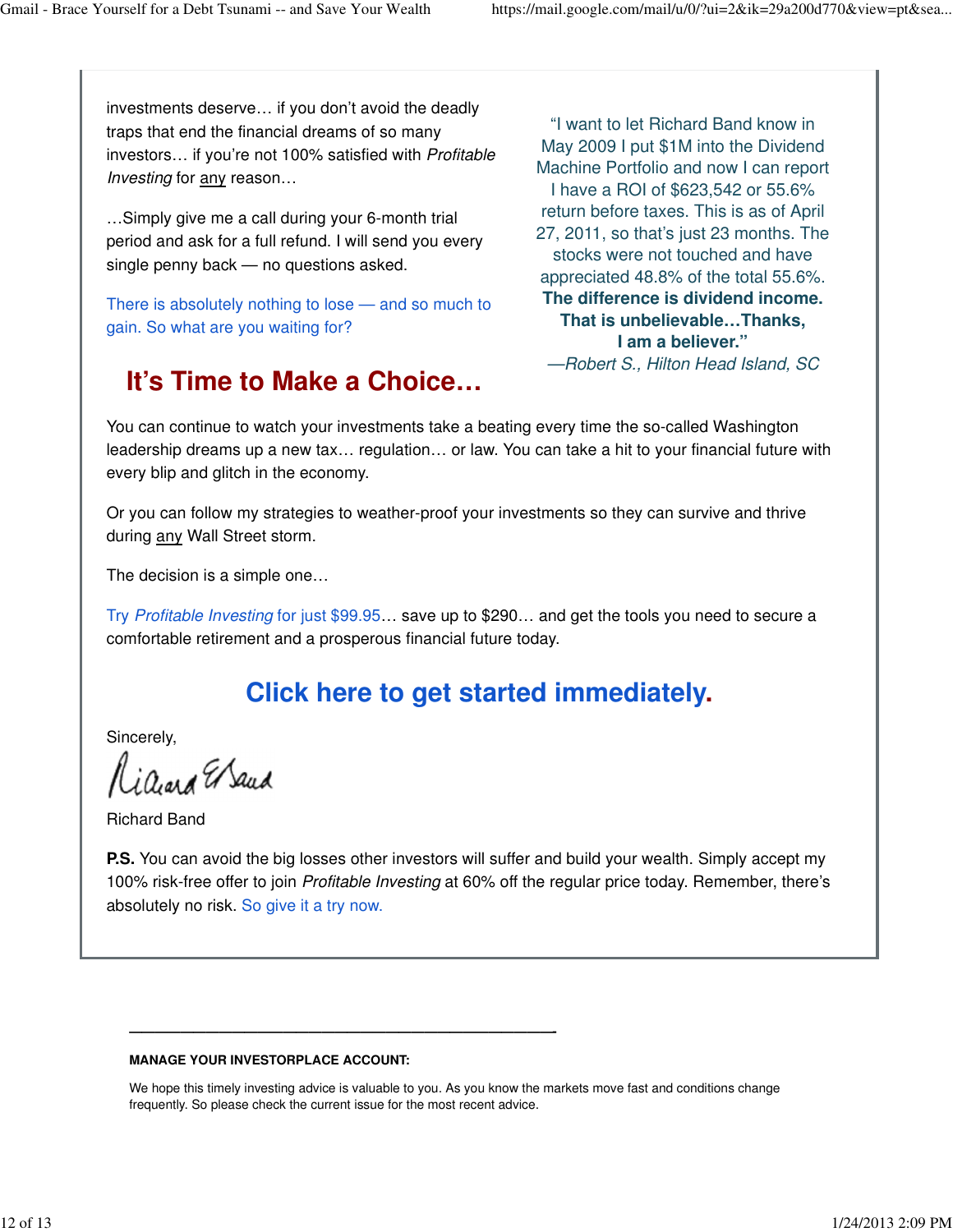investments deserve… if you don't avoid the deadly traps that end the financial dreams of so many investors… if you're not 100% satisfied with *Profitable Investing* for any reason…

…Simply give me a call during your 6-month trial period and ask for a full refund. I will send you every single penny back — no questions asked.

There is absolutely nothing to lose — and so much to gain. So what are you waiting for?

> "I want to let Richard Band know in May 2009 I put $1M into the Dividend Machine Portfolio and now I can report I have a ROI of $623,542 or 55.6% return before taxes. This is as of April 27, 2011, so that's just 23 months. The stocks were not touched and have appreciated 48.8% of the total 55.6%. **The difference is dividend income. That is unbelievable…Thanks, I am a believer."**
>
> *—Robert S., Hilton Head Island, SC*

## It's Time to Make a Choice…

You can continue to watch your investments take a beating every time the so-called Washington leadership dreams up a new tax… regulation… or law. You can take a hit to your financial future with every blip and glitch in the economy.

Or you can follow my strategies to weather-proof your investments so they can survive and thrive during any Wall Street storm.

The decision is a simple one…

Try *Profitable Investing* for just $99.95… save up to $290… and get the tools you need to secure a comfortable retirement and a prosperous financial future today.

## Click here to get started immediately.

Sincerely,

Richard Band

**P.S.** You can avoid the big losses other investors will suffer and build your wealth. Simply accept my 100% risk-free offer to join *Profitable Investing* at 60% off the regular price today. Remember, there's absolutely no risk. So give it a try now.

---

**MANAGE YOUR INVESTORPLACE ACCOUNT:**

We hope this timely investing advice is valuable to you. As you know the markets move fast and conditions change frequently. So please check the current issue for the most recent advice.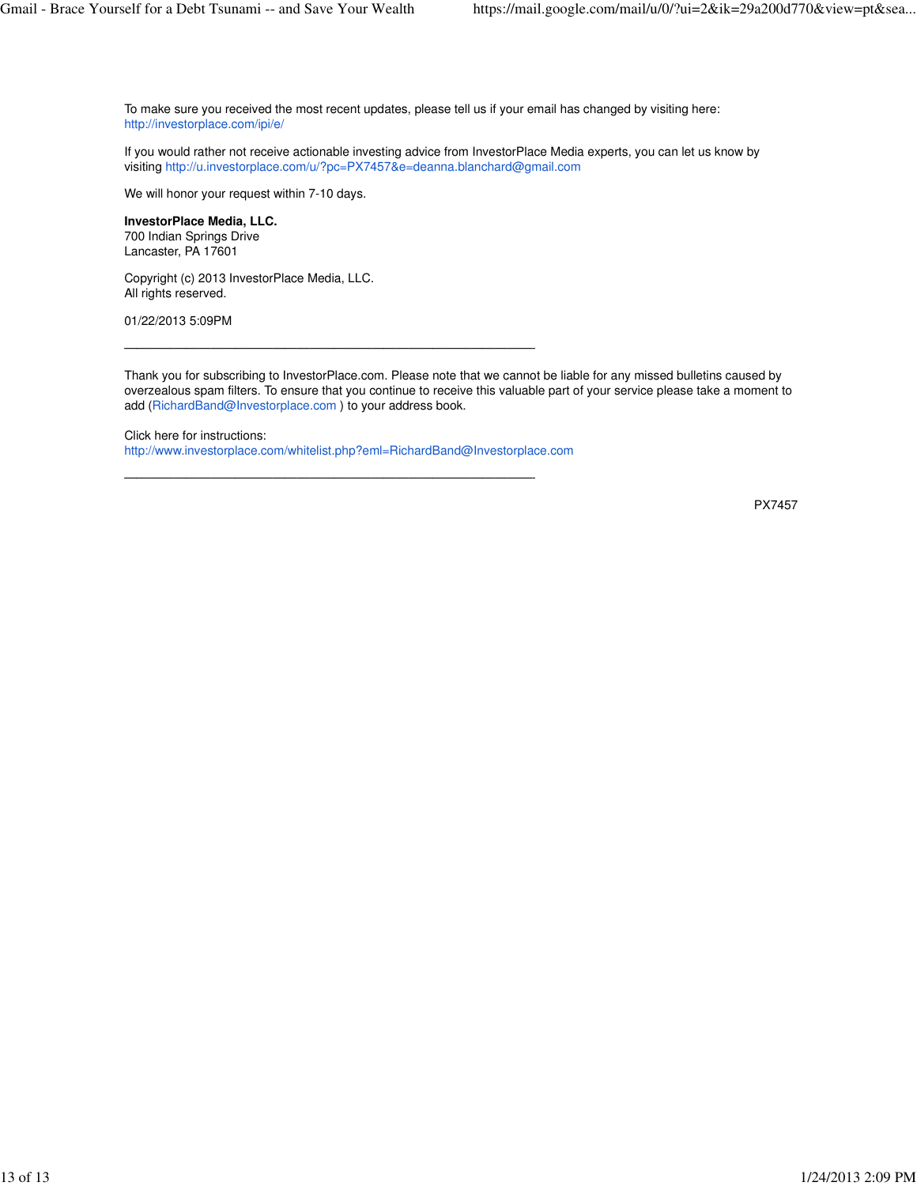To make sure you received the most recent updates, please tell us if your email has changed by visiting here: http://investorplace.com/ipi/e/

If you would rather not receive actionable investing advice from InvestorPlace Media experts, you can let us know by visiting http://u.investorplace.com/u/?pc=PX7457&e=deanna.blanchard@gmail.com

We will honor your request within 7-10 days.

**InvestorPlace Media, LLC.**
700 Indian Springs Drive
Lancaster, PA 17601

Copyright (c) 2013 InvestorPlace Media, LLC.
All rights reserved.

01/22/2013 5:09PM

---

Thank you for subscribing to InvestorPlace.com. Please note that we cannot be liable for any missed bulletins caused by overzealous spam filters. To ensure that you continue to receive this valuable part of your service please take a moment to add (RichardBand@Investorplace.com ) to your address book.

Click here for instructions:
http://www.investorplace.com/whitelist.php?eml=RichardBand@Investorplace.com

---

PX7457